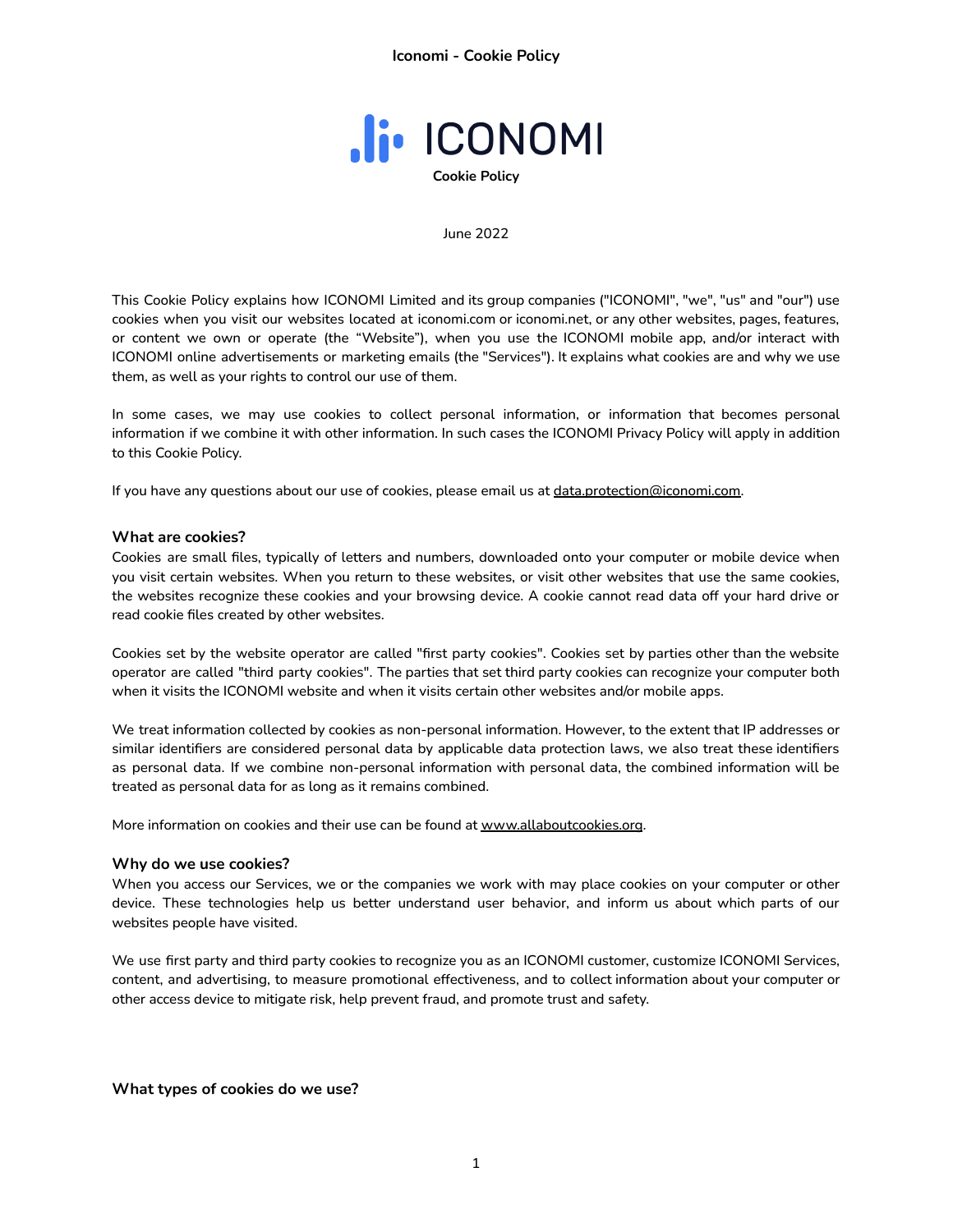# ICONOMI

**Cookie Policy**

June 2022

This Cookie Policy explains how ICONOMI Limited and its group companies ("ICONOMI", "we", "us" and "our") use cookies when you visit our websites located at iconomi.com or iconomi.net, or any other websites, pages, features, or content we own or operate (the "Website"), when you use the ICONOMI mobile app, and/or interact with ICONOMI online advertisements or marketing emails (the "Services"). It explains what cookies are and why we use them, as well as your rights to control our use of them.

In some cases, we may use cookies to collect personal information, or information that becomes personal information if we combine it with other information. In such cases the ICONOMI Privacy Policy will apply in addition to this Cookie Policy.

If you have any questions about our use of cookies, please email us at data.protection@iconomi.com.

### What are cookies?

Cookies are small files, typically of letters and numbers, downloaded onto your computer or mobile device when you visit certain websites. When you return to these websites, or visit other websites that use the same cookies, the websites recognize these cookies and your browsing device. A cookie cannot read data off your hard drive or read cookie files created by other websites.

Cookies set by the website operator are called "first party cookies". Cookies set by parties other than the website operator are called "third party cookies". The parties that set third party cookies can recognize your computer both when it visits the ICONOMI website and when it visits certain other websites and/or mobile apps.

We treat information collected by cookies as non-personal information. However, to the extent that IP addresses or similar identifiers are considered personal data by applicable data protection laws, we also treat these identifiers as personal data. If we combine non-personal information with personal data, the combined information will be treated as personal data for as long as it remains combined.

More information on cookies and their use can be found at www.allaboutcookies.org.

### Why do we use cookies?

When you access our Services, we or the companies we work with may place cookies on your computer or other device. These technologies help us better understand user behavior, and inform us about which parts of our websites people have visited.

We use first party and third party cookies to recognize you as an ICONOMI customer, customize ICONOMI Services, content, and advertising, to measure promotional effectiveness, and to collect information about your computer or other access device to mitigate risk, help prevent fraud, and promote trust and safety.

### What types of cookies do we use?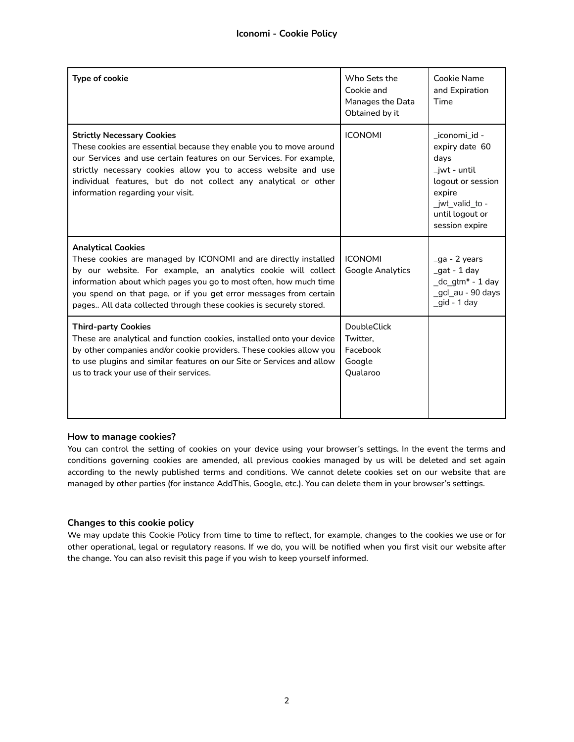**Iconomi - Cookie Policy**

| Type of cookie | Who Sets the Cookie and Manages the Data Obtained by it | Cookie Name and Expiration Time |
|---|---|---|
| **Strictly Necessary Cookies**<br>These cookies are essential because they enable you to move around our Services and use certain features on our Services. For example, strictly necessary cookies allow you to access website and use individual features, but do not collect any analytical or other information regarding your visit. | ICONOMI | _iconomi_id - expiry date 60 days<br>_jwt - until logout or session expire<br>_jwt_valid_to - until logout or session expire |
| **Analytical Cookies**<br>These cookies are managed by ICONOMI and are directly installed by our website. For example, an analytics cookie will collect information about which pages you go to most often, how much time you spend on that page, or if you get error messages from certain pages.. All data collected through these cookies is securely stored. | ICONOMI<br>Google Analytics | _ga - 2 years<br>_gat - 1 day<br>_dc_gtm* - 1 day<br>_gcl_au - 90 days<br>_gid - 1 day |
| **Third-party Cookies**<br>These are analytical and function cookies, installed onto your device by other companies and/or cookie providers. These cookies allow you to use plugins and similar features on our Site or Services and allow us to track your use of their services. | DoubleClick<br>Twitter,<br>Facebook<br>Google<br>Qualaroo | |

### How to manage cookies?

You can control the setting of cookies on your device using your browser's settings. In the event the terms and conditions governing cookies are amended, all previous cookies managed by us will be deleted and set again according to the newly published terms and conditions. We cannot delete cookies set on our website that are managed by other parties (for instance AddThis, Google, etc.). You can delete them in your browser's settings.

### Changes to this cookie policy

We may update this Cookie Policy from time to time to reflect, for example, changes to the cookies we use or for other operational, legal or regulatory reasons. If we do, you will be notified when you first visit our website after the change. You can also revisit this page if you wish to keep yourself informed.